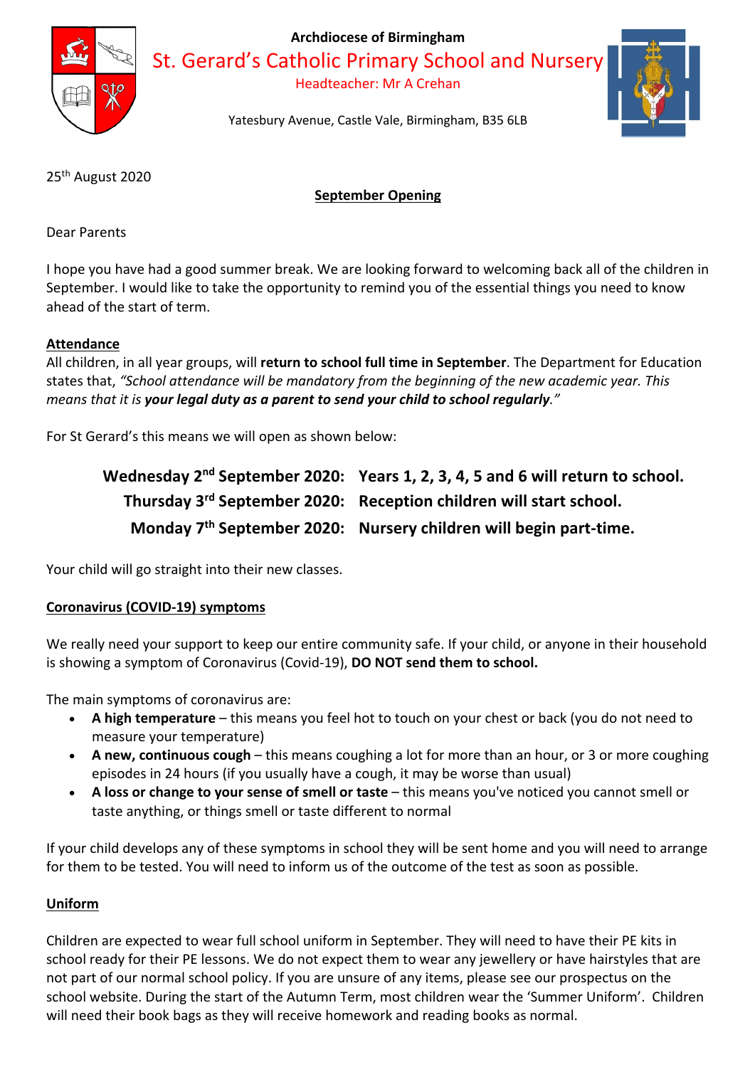**Archdiocese of Birmingham**

# St. Gerard's Catholic Primary School and Nursery

Headteacher: Mr A Crehan

Yatesbury Avenue, Castle Vale, Birmingham, B35 6LB

25th August 2020

## September Opening

Dear Parents

I hope you have had a good summer break. We are looking forward to welcoming back all of the children in September. I would like to take the opportunity to remind you of the essential things you need to know ahead of the start of term.

### Attendance

All children, in all year groups, will **return to school full time in September**. The Department for Education states that, *"School attendance will be mandatory from the beginning of the new academic year. This means that it is **your legal duty as a parent to send your child to school regularly**."*

For St Gerard's this means we will open as shown below:

| | |
|---|---|
| **Wednesday 2nd September 2020:** | **Years 1, 2, 3, 4, 5 and 6 will return to school.** |
| **Thursday 3rd September 2020:** | **Reception children will start school.** |
| **Monday 7th September 2020:** | **Nursery children will begin part-time.** |

Your child will go straight into their new classes.

### Coronavirus (COVID-19) symptoms

We really need your support to keep our entire community safe. If your child, or anyone in their household is showing a symptom of Coronavirus (Covid-19), **DO NOT send them to school.**

The main symptoms of coronavirus are:

- **A high temperature** – this means you feel hot to touch on your chest or back (you do not need to measure your temperature)
- **A new, continuous cough** – this means coughing a lot for more than an hour, or 3 or more coughing episodes in 24 hours (if you usually have a cough, it may be worse than usual)
- **A loss or change to your sense of smell or taste** – this means you've noticed you cannot smell or taste anything, or things smell or taste different to normal

If your child develops any of these symptoms in school they will be sent home and you will need to arrange for them to be tested. You will need to inform us of the outcome of the test as soon as possible.

### Uniform

Children are expected to wear full school uniform in September. They will need to have their PE kits in school ready for their PE lessons. We do not expect them to wear any jewellery or have hairstyles that are not part of our normal school policy. If you are unsure of any items, please see our prospectus on the school website. During the start of the Autumn Term, most children wear the 'Summer Uniform'. Children will need their book bags as they will receive homework and reading books as normal.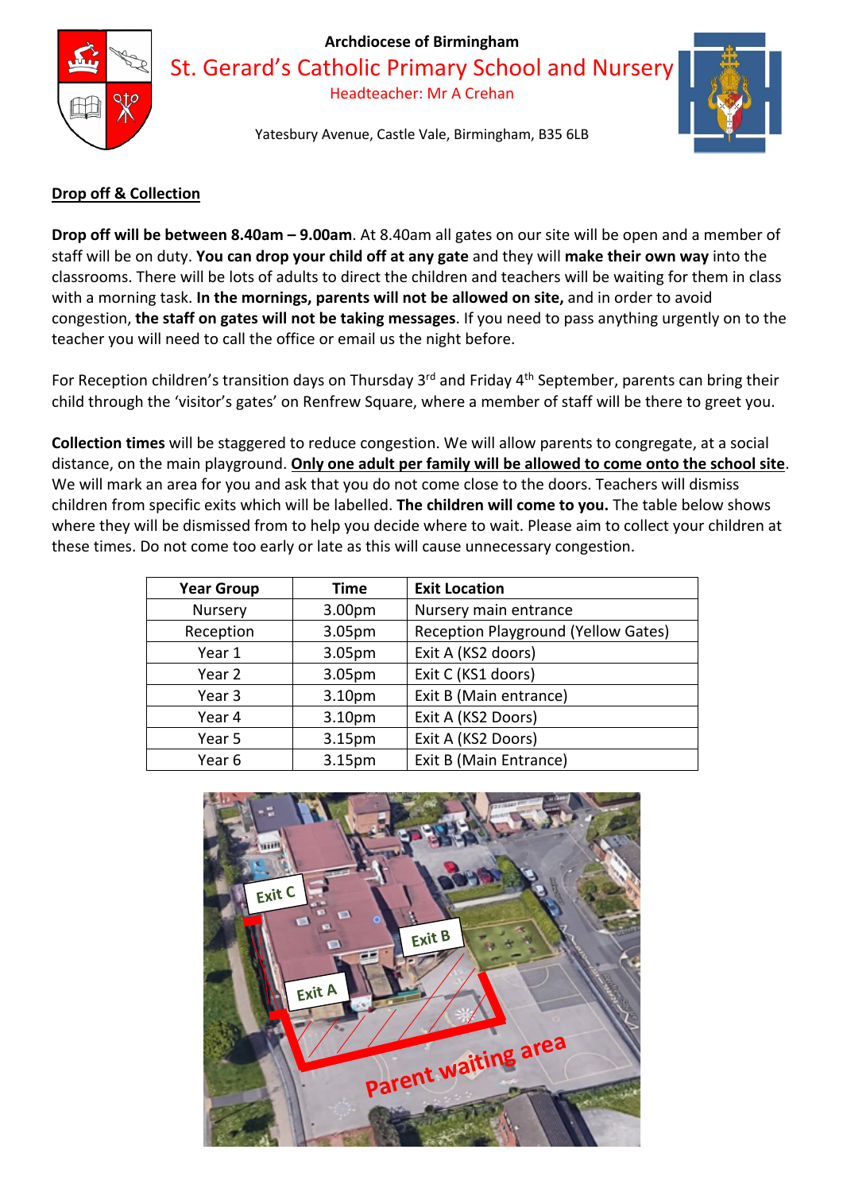Archdiocese of Birmingham

St. Gerard's Catholic Primary School and Nursery

Headteacher: Mr A Crehan

Yatesbury Avenue, Castle Vale, Birmingham, B35 6LB

## Drop off & Collection

**Drop off will be between 8.40am – 9.00am**. At 8.40am all gates on our site will be open and a member of staff will be on duty. **You can drop your child off at any gate** and they will **make their own way** into the classrooms. There will be lots of adults to direct the children and teachers will be waiting for them in class with a morning task. **In the mornings, parents will not be allowed on site,** and in order to avoid congestion, **the staff on gates will not be taking messages**. If you need to pass anything urgently on to the teacher you will need to call the office or email us the night before.

For Reception children's transition days on Thursday 3rd and Friday 4th September, parents can bring their child through the 'visitor's gates' on Renfrew Square, where a member of staff will be there to greet you.

**Collection times** will be staggered to reduce congestion. We will allow parents to congregate, at a social distance, on the main playground. **Only one adult per family will be allowed to come onto the school site**. We will mark an area for you and ask that you do not come close to the doors. Teachers will dismiss children from specific exits which will be labelled. **The children will come to you.** The table below shows where they will be dismissed from to help you decide where to wait. Please aim to collect your children at these times. Do not come too early or late as this will cause unnecessary congestion.

| Year Group | Time | Exit Location |
|---|---|---|
| Nursery | 3.00pm | Nursery main entrance |
| Reception | 3.05pm | Reception Playground (Yellow Gates) |
| Year 1 | 3.05pm | Exit A (KS2 doors) |
| Year 2 | 3.05pm | Exit C (KS1 doors) |
| Year 3 | 3.10pm | Exit B (Main entrance) |
| Year 4 | 3.10pm | Exit A (KS2 Doors) |
| Year 5 | 3.15pm | Exit A (KS2 Doors) |
| Year 6 | 3.15pm | Exit B (Main Entrance) |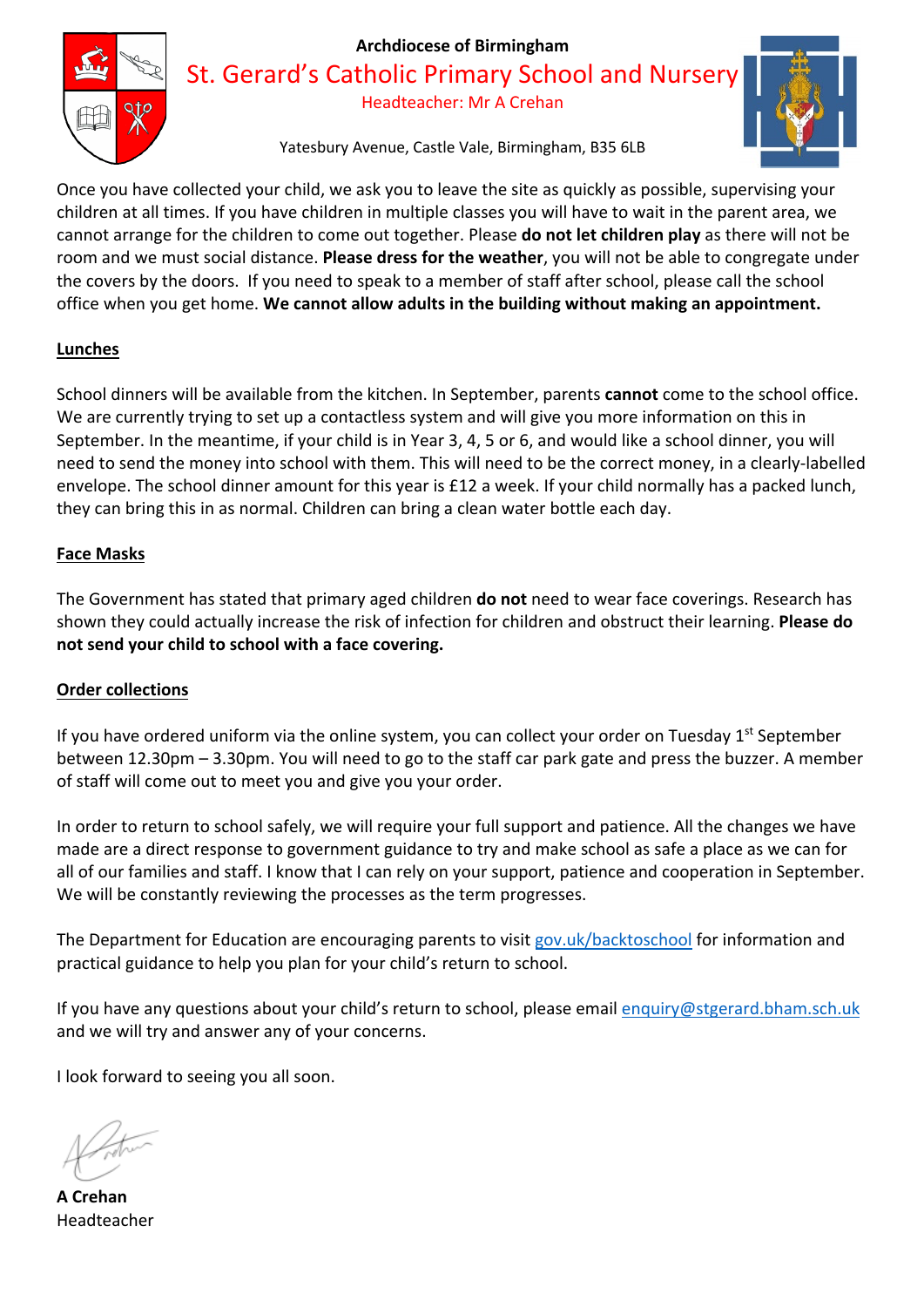Once you have collected your child, we ask you to leave the site as quickly as possible, supervising your children at all times. If you have children in multiple classes you will have to wait in the parent area, we cannot arrange for the children to come out together. Please **do not let children play** as there will not be room and we must social distance. **Please dress for the weather**, you will not be able to congregate under the covers by the doors. If you need to speak to a member of staff after school, please call the school office when you get home. **We cannot allow adults in the building without making an appointment.**

## Lunches

School dinners will be available from the kitchen. In September, parents **cannot** come to the school office. We are currently trying to set up a contactless system and will give you more information on this in September. In the meantime, if your child is in Year 3, 4, 5 or 6, and would like a school dinner, you will need to send the money into school with them. This will need to be the correct money, in a clearly-labelled envelope. The school dinner amount for this year is £12 a week. If your child normally has a packed lunch, they can bring this in as normal. Children can bring a clean water bottle each day.

## Face Masks

The Government has stated that primary aged children **do not** need to wear face coverings. Research has shown they could actually increase the risk of infection for children and obstruct their learning. **Please do not send your child to school with a face covering.**

## Order collections

If you have ordered uniform via the online system, you can collect your order on Tuesday 1st September between 12.30pm – 3.30pm. You will need to go to the staff car park gate and press the buzzer. A member of staff will come out to meet you and give you your order.

In order to return to school safely, we will require your full support and patience. All the changes we have made are a direct response to government guidance to try and make school as safe a place as we can for all of our families and staff. I know that I can rely on your support, patience and cooperation in September. We will be constantly reviewing the processes as the term progresses.

The Department for Education are encouraging parents to visit gov.uk/backtoschool for information and practical guidance to help you plan for your child's return to school.

If you have any questions about your child's return to school, please email enquiry@stgerard.bham.sch.uk and we will try and answer any of your concerns.

I look forward to seeing you all soon.

**A Crehan**
Headteacher